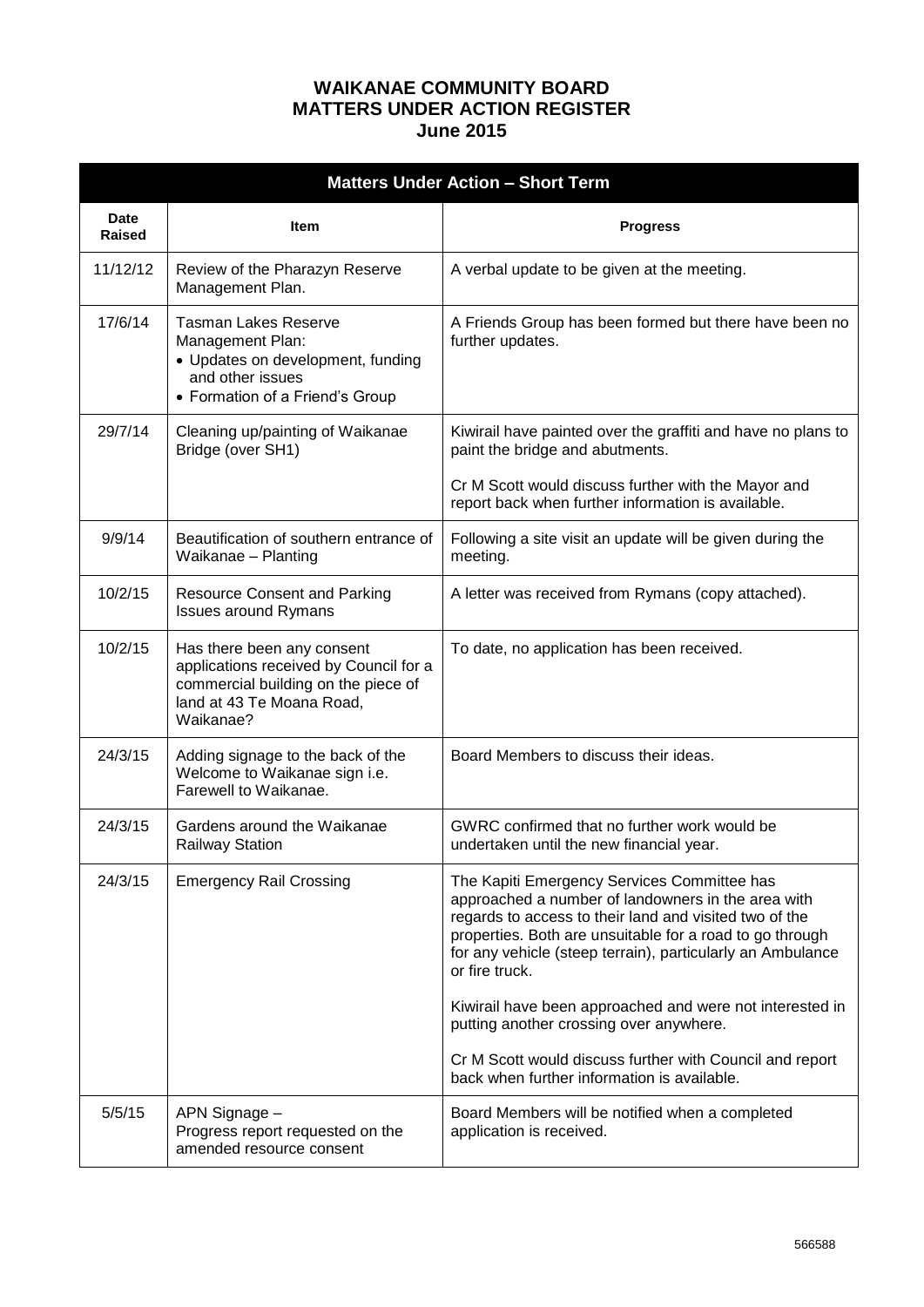# WAIKANAE COMMUNITY BOARD
# MATTERS UNDER ACTION REGISTER
# June 2015

| **Matters Under Action – Short Term** | | |
|---|---|---|
| **Date Raised** | **Item** | **Progress** |
| 11/12/12 | Review of the Pharazyn Reserve Management Plan. | A verbal update to be given at the meeting. |
| 17/6/14 | Tasman Lakes Reserve Management Plan:<br>• Updates on development, funding and other issues<br>• Formation of a Friend's Group | A Friends Group has been formed but there have been no further updates. |
| 29/7/14 | Cleaning up/painting of Waikanae Bridge (over SH1) | Kiwirail have painted over the graffiti and have no plans to paint the bridge and abutments.<br><br>Cr M Scott would discuss further with the Mayor and report back when further information is available. |
| 9/9/14 | Beautification of southern entrance of Waikanae – Planting | Following a site visit an update will be given during the meeting. |
| 10/2/15 | Resource Consent and Parking Issues around Rymans | A letter was received from Rymans (copy attached). |
| 10/2/15 | Has there been any consent applications received by Council for a commercial building on the piece of land at 43 Te Moana Road, Waikanae? | To date, no application has been received. |
| 24/3/15 | Adding signage to the back of the Welcome to Waikanae sign i.e. Farewell to Waikanae. | Board Members to discuss their ideas. |
| 24/3/15 | Gardens around the Waikanae Railway Station | GWRC confirmed that no further work would be undertaken until the new financial year. |
| 24/3/15 | Emergency Rail Crossing | The Kapiti Emergency Services Committee has approached a number of landowners in the area with regards to access to their land and visited two of the properties. Both are unsuitable for a road to go through for any vehicle (steep terrain), particularly an Ambulance or fire truck.<br><br>Kiwirail have been approached and were not interested in putting another crossing over anywhere.<br><br>Cr M Scott would discuss further with Council and report back when further information is available. |
| 5/5/15 | APN Signage –<br>Progress report requested on the amended resource consent | Board Members will be notified when a completed application is received. |

566588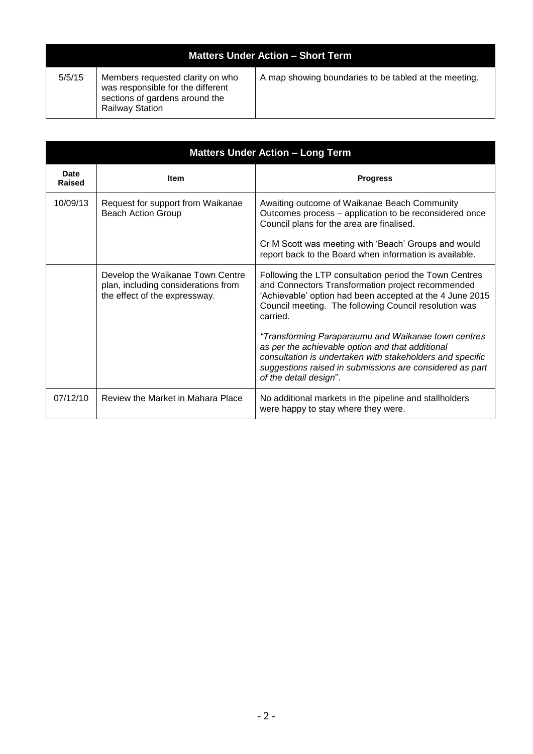| Matters Under Action – Short Term | | |
|---|---|---|
| 5/5/15 | Members requested clarity on who was responsible for the different sections of gardens around the Railway Station | A map showing boundaries to be tabled at the meeting. |

| Matters Under Action – Long Term | | |
|---|---|---|
| **Date Raised** | **Item** | **Progress** |
| 10/09/13 | Request for support from Waikanae Beach Action Group | Awaiting outcome of Waikanae Beach Community Outcomes process – application to be reconsidered once Council plans for the area are finalised.<br><br>Cr M Scott was meeting with 'Beach' Groups and would report back to the Board when information is available. |
| | Develop the Waikanae Town Centre plan, including considerations from the effect of the expressway. | Following the LTP consultation period the Town Centres and Connectors Transformation project recommended 'Achievable' option had been accepted at the 4 June 2015 Council meeting. The following Council resolution was carried.<br><br>*"Transforming Paraparaumu and Waikanae town centres as per the achievable option and that additional consultation is undertaken with stakeholders and specific suggestions raised in submissions are considered as part of the detail design*". |
| 07/12/10 | Review the Market in Mahara Place | No additional markets in the pipeline and stallholders were happy to stay where they were. |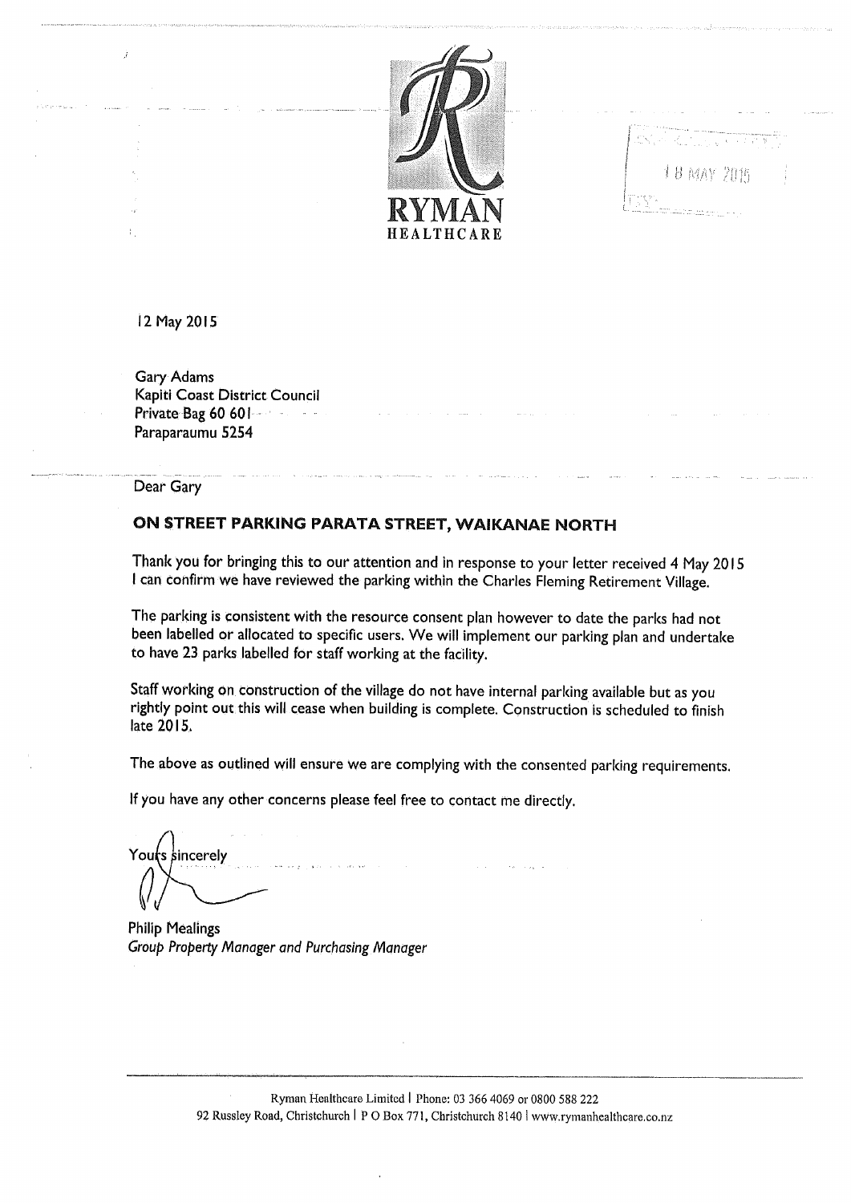RYMAN
HEALTHCARE

18 MAY 2015

12 May 2015

Gary Adams
Kapiti Coast District Council
Private Bag 60 601
Paraparaumu 5254

Dear Gary

**ON STREET PARKING PARATA STREET, WAIKANAE NORTH**

Thank you for bringing this to our attention and in response to your letter received 4 May 2015 I can confirm we have reviewed the parking within the Charles Fleming Retirement Village.

The parking is consistent with the resource consent plan however to date the parks had not been labelled or allocated to specific users. We will implement our parking plan and undertake to have 23 parks labelled for staff working at the facility.

Staff working on construction of the village do not have internal parking available but as you rightly point out this will cease when building is complete. Construction is scheduled to finish late 2015.

The above as outlined will ensure we are complying with the consented parking requirements.

If you have any other concerns please feel free to contact me directly.

Yours sincerely

Philip Mealings
*Group Property Manager and Purchasing Manager*

Ryman Healthcare Limited | Phone: 03 366 4069 or 0800 588 222
92 Russley Road, Christchurch | P O Box 771, Christchurch 8140 | www.rymanhealthcare.co.nz